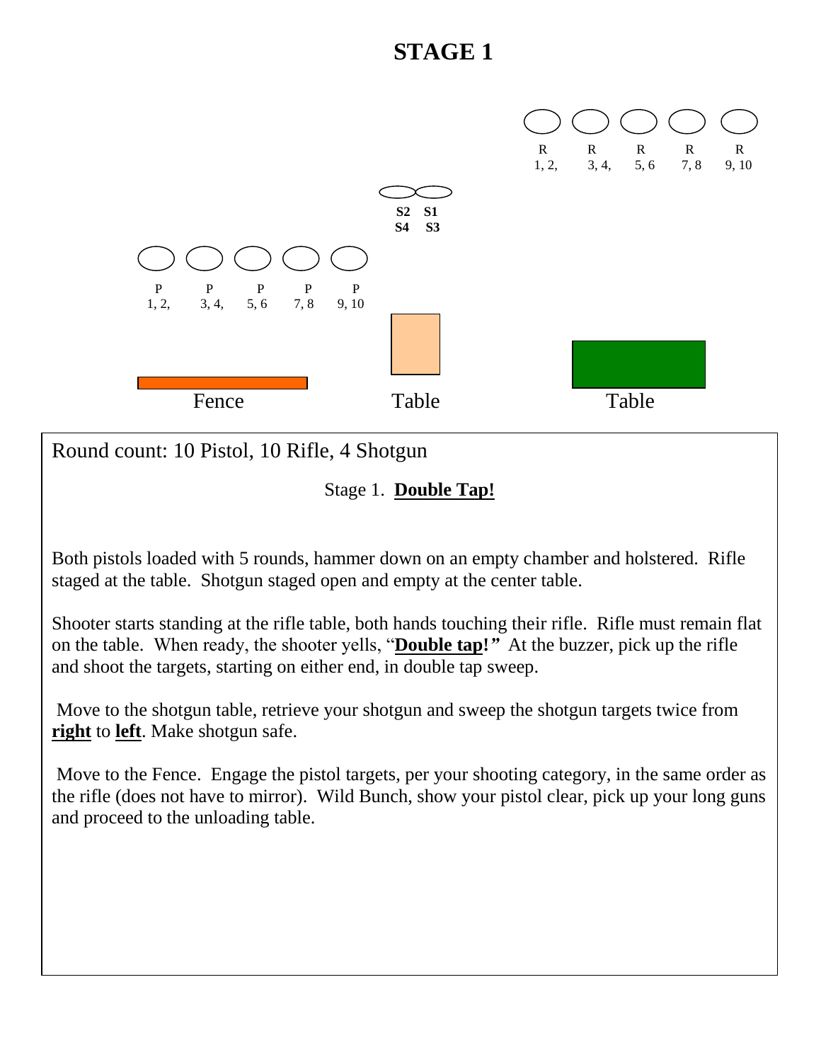# STAGE 1

R 1, 2, | R 3, 4, | R 5, 6 | R 7, 8 | R 9, 10

S2 S1
S4 S3

P 1, 2, | P 3, 4, | P 5, 6 | P 7, 8 | P 9, 10

Fence | Table | Table

Round count: 10 Pistol, 10 Rifle, 4 Shotgun

Stage 1. **Double Tap!**

Both pistols loaded with 5 rounds, hammer down on an empty chamber and holstered. Rifle staged at the table. Shotgun staged open and empty at the center table.

Shooter starts standing at the rifle table, both hands touching their rifle. Rifle must remain flat on the table. When ready, the shooter yells, "**Double tap!**" At the buzzer, pick up the rifle and shoot the targets, starting on either end, in double tap sweep.

Move to the shotgun table, retrieve your shotgun and sweep the shotgun targets twice from **right** to **left**. Make shotgun safe.

Move to the Fence. Engage the pistol targets, per your shooting category, in the same order as the rifle (does not have to mirror). Wild Bunch, show your pistol clear, pick up your long guns and proceed to the unloading table.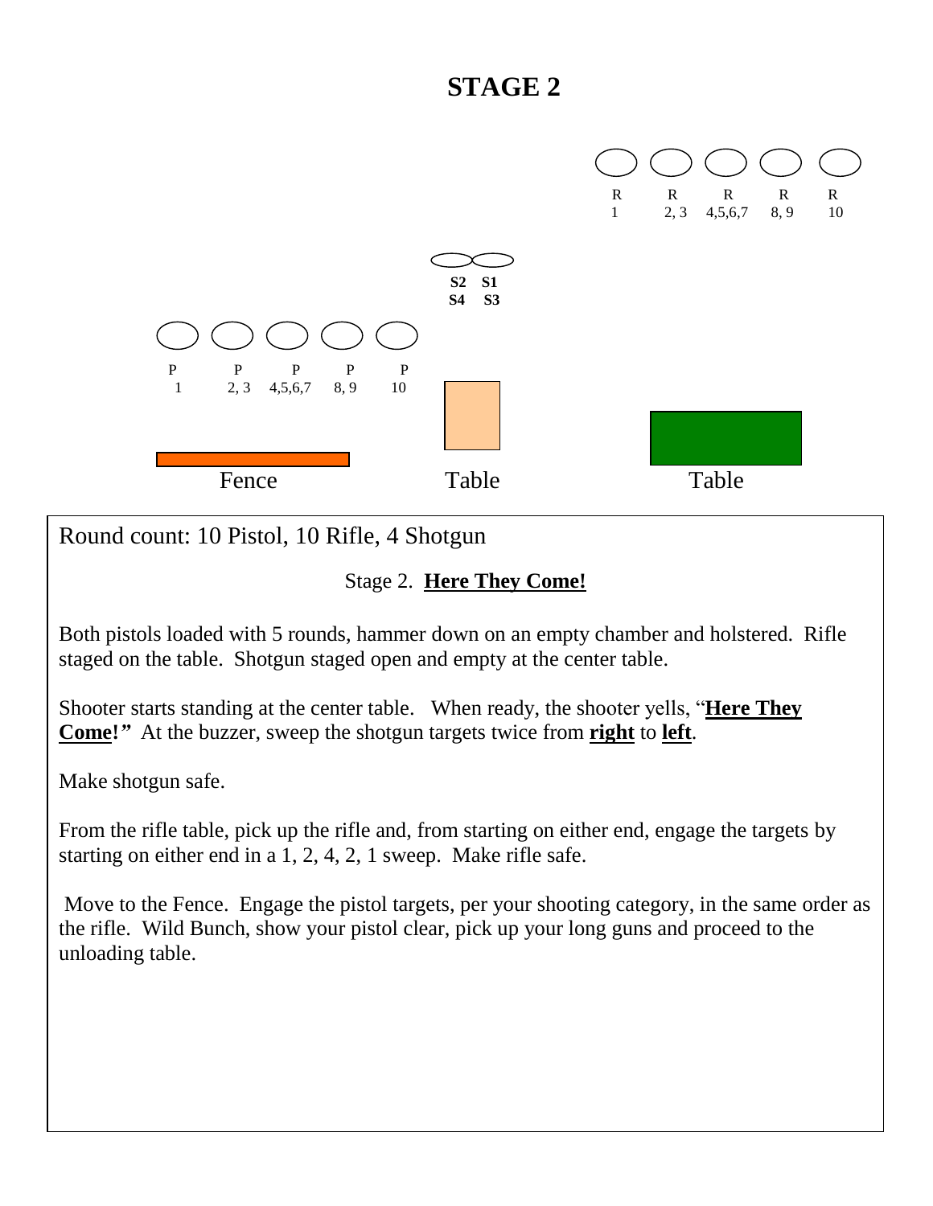# STAGE 2

R 1 &nbsp; R 2, 3 &nbsp; R 4,5,6,7 &nbsp; R 8, 9 &nbsp; R 10

S2 S1
S4 S3

P 1 &nbsp; P 2, 3 &nbsp; P 4,5,6,7 &nbsp; P 8, 9 &nbsp; P 10

Fence &nbsp; Table &nbsp; Table

Round count: 10 Pistol, 10 Rifle, 4 Shotgun

Stage 2. **Here They Come!**

Both pistols loaded with 5 rounds, hammer down on an empty chamber and holstered. Rifle staged on the table. Shotgun staged open and empty at the center table.

Shooter starts standing at the center table. When ready, the shooter yells, "**Here They Come!***"* At the buzzer, sweep the shotgun targets twice from **right** to **left**.

Make shotgun safe.

From the rifle table, pick up the rifle and, from starting on either end, engage the targets by starting on either end in a 1, 2, 4, 2, 1 sweep. Make rifle safe.

Move to the Fence. Engage the pistol targets, per your shooting category, in the same order as the rifle. Wild Bunch, show your pistol clear, pick up your long guns and proceed to the unloading table.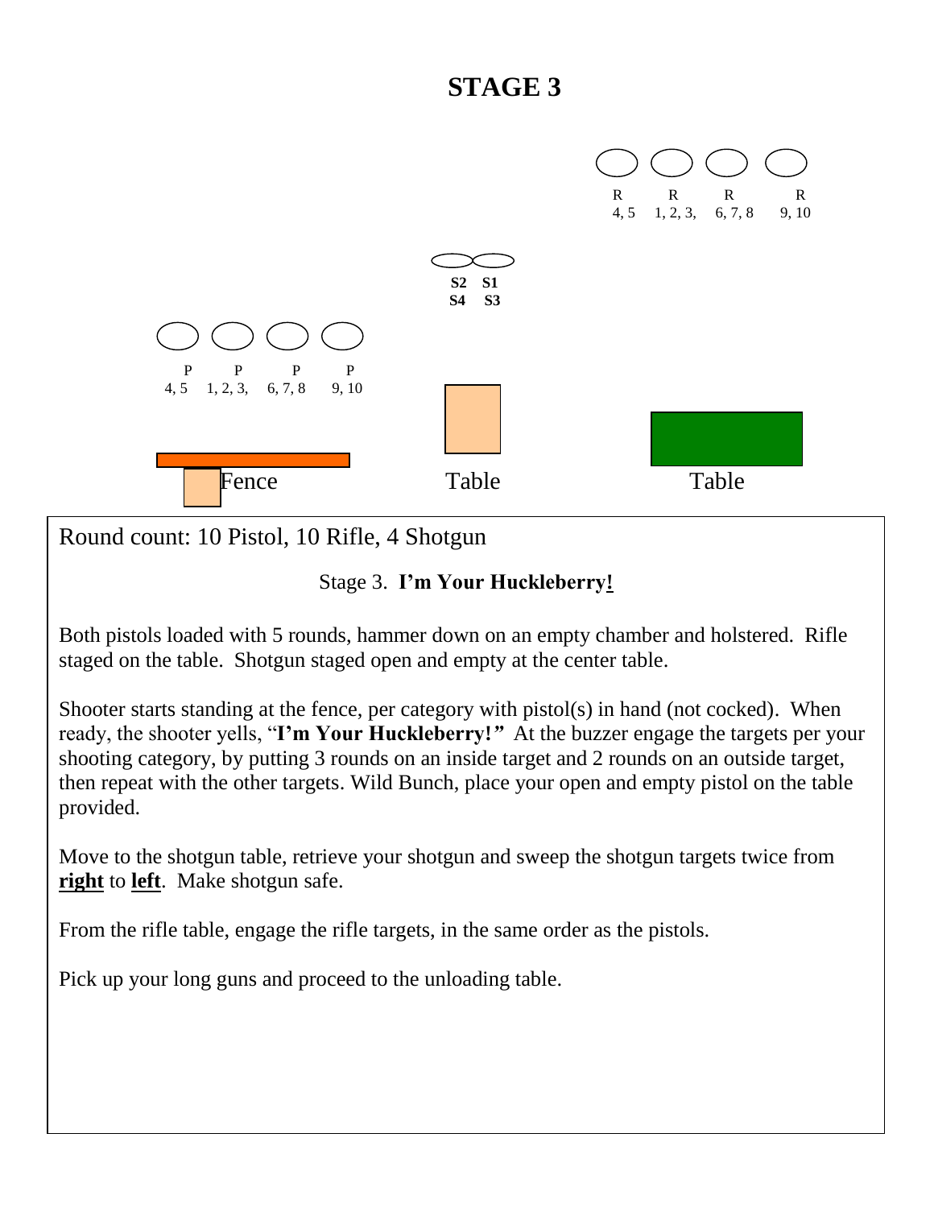# STAGE 3

R 4, 5 — R 1, 2, 3, — R 6, 7, 8 — R 9, 10

S2 S1
S4 S3

P 4, 5 — P 1, 2, 3, — P 6, 7, 8 — P 9, 10

Fence — Table — Table

Round count: 10 Pistol, 10 Rifle, 4 Shotgun

Stage 3. **I'm Your Huckleberry!**

Both pistols loaded with 5 rounds, hammer down on an empty chamber and holstered. Rifle staged on the table. Shotgun staged open and empty at the center table.

Shooter starts standing at the fence, per category with pistol(s) in hand (not cocked). When ready, the shooter yells, "**I'm Your Huckleberry!**" At the buzzer engage the targets per your shooting category, by putting 3 rounds on an inside target and 2 rounds on an outside target, then repeat with the other targets. Wild Bunch, place your open and empty pistol on the table provided.

Move to the shotgun table, retrieve your shotgun and sweep the shotgun targets twice from **right** to **left**. Make shotgun safe.

From the rifle table, engage the rifle targets, in the same order as the pistols.

Pick up your long guns and proceed to the unloading table.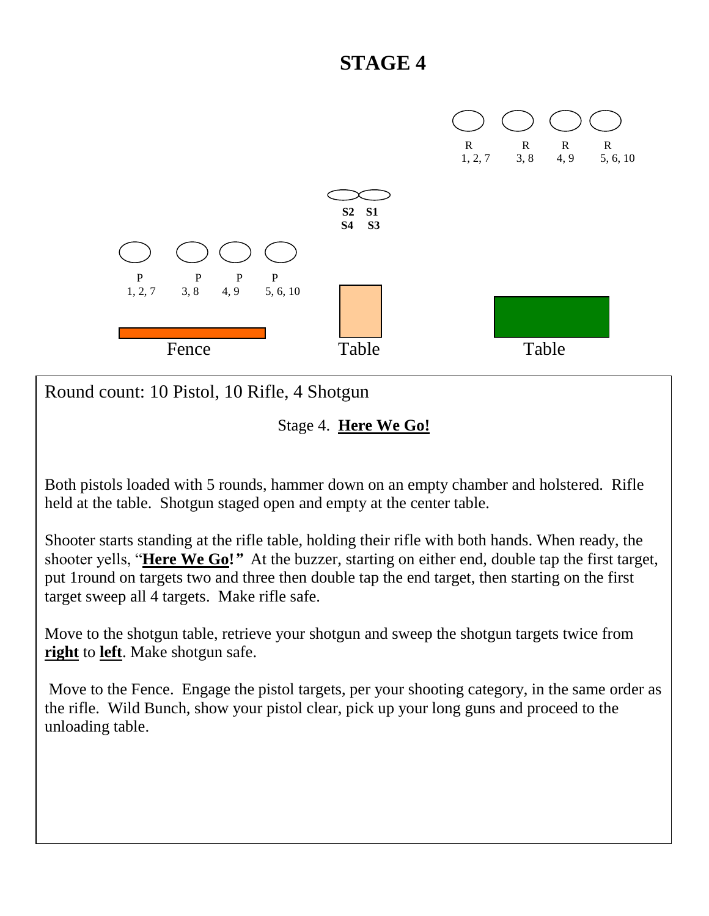# STAGE 4

R
1, 2, 7

R
3, 8

R
4, 9

R
5, 6, 10

S2 S1
S4 S3

P
1, 2, 7

P
3, 8

P
4, 9

P
5, 6, 10

Fence

Table

Table

Round count: 10 Pistol, 10 Rifle, 4 Shotgun

Stage 4. **Here We Go!**

Both pistols loaded with 5 rounds, hammer down on an empty chamber and holstered. Rifle held at the table. Shotgun staged open and empty at the center table.

Shooter starts standing at the rifle table, holding their rifle with both hands. When ready, the shooter yells, "**Here We Go!**" At the buzzer, starting on either end, double tap the first target, put 1round on targets two and three then double tap the end target, then starting on the first target sweep all 4 targets. Make rifle safe.

Move to the shotgun table, retrieve your shotgun and sweep the shotgun targets twice from **right** to **left**. Make shotgun safe.

Move to the Fence. Engage the pistol targets, per your shooting category, in the same order as the rifle. Wild Bunch, show your pistol clear, pick up your long guns and proceed to the unloading table.